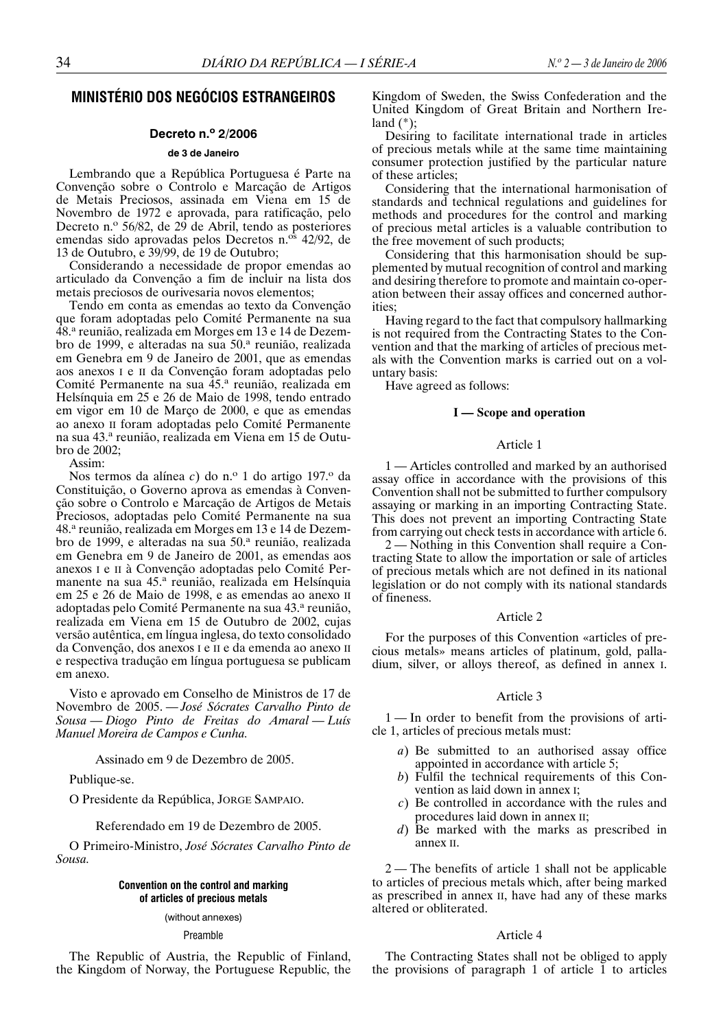## MINISTÉRIO DOS NEGÓCIOS ESTRANGEIROS

### Decreto n.º 2/2006

#### de 3 de Janeiro

Lembrando que a República Portuguesa é Parte na Convenção sobre o Controlo e Marcação de Artigos de Metais Preciosos, assinada em Viena em 15 de Novembro de 1972 e aprovada, para ratificação, pelo Decreto n.º 56/82, de 29 de Abril, tendo as posteriores emendas sido aprovadas pelos Decretos n.os 42/92, de 13 de Outubro, e 39/99, de 19 de Outubro;

Considerando a necessidade de propor emendas ao articulado da Convenção a fim de incluir na lista dos metais preciosos de ourivesaria novos elementos;

Tendo em conta as emendas ao texto da Convenção que foram adoptadas pelo Comité Permanente na sua 48.ª reunião, realizada em Morges em 13 e 14 de Dezembro de 1999, e alteradas na sua 50.ª reunião, realizada em Genebra em 9 de Janeiro de 2001, que as emendas aos anexos I e II da Convenção foram adoptadas pelo Comité Permanente na sua 45.ª reunião, realizada em Helsínquia em 25 e 26 de Maio de 1998, tendo entrado em vigor em 10 de Março de 2000, e que as emendas ao anexo II foram adoptadas pelo Comité Permanente na sua 43.ª reunião, realizada em Viena em 15 de Outubro de 2002;

Assim:

Nos termos da alínea *c*) do n.º 1 do artigo 197.º da Constituição, o Governo aprova as emendas à Convenção sobre o Controlo e Marcação de Artigos de Metais Preciosos, adoptadas pelo Comité Permanente na sua 48.ª reunião, realizada em Morges em 13 e 14 de Dezembro de 1999, e alteradas na sua 50.ª reunião, realizada em Genebra em 9 de Janeiro de 2001, as emendas aos anexos I e II à Convenção adoptadas pelo Comité Permanente na sua 45.ª reunião, realizada em Helsínquia em 25 e 26 de Maio de 1998, e as emendas ao anexo II adoptadas pelo Comité Permanente na sua 43.ª reunião, realizada em Viena em 15 de Outubro de 2002, cujas versão autêntica, em língua inglesa, do texto consolidado da Convenção, dos anexos I e II e da emenda ao anexo II e respectiva tradução em língua portuguesa se publicam em anexo.

Visto e aprovado em Conselho de Ministros de 17 de Novembro de 2005. — *José Sócrates Carvalho Pinto de Sousa — Diogo Pinto de Freitas do Amaral — Luís Manuel Moreira de Campos e Cunha.*

Assinado em 9 de Dezembro de 2005.

Publique-se.

O Presidente da República, JORGE SAMPAIO.

Referendado em 19 de Dezembro de 2005.

O Primeiro-Ministro, *José Sócrates Carvalho Pinto de Sousa.*

### Convention on the control and marking of articles of precious metals

(without annexes)

Preamble

The Republic of Austria, the Republic of Finland, the Kingdom of Norway, the Portuguese Republic, the Kingdom of Sweden, the Swiss Confederation and the United Kingdom of Great Britain and Northern Ireland (*);

Desiring to facilitate international trade in articles of precious metals while at the same time maintaining consumer protection justified by the particular nature of these articles;

Considering that the international harmonisation of standards and technical regulations and guidelines for methods and procedures for the control and marking of precious metal articles is a valuable contribution to the free movement of such products;

Considering that this harmonisation should be supplemented by mutual recognition of control and marking and desiring therefore to promote and maintain co-operation between their assay offices and concerned authorities;

Having regard to the fact that compulsory hallmarking is not required from the Contracting States to the Convention and that the marking of articles of precious metals with the Convention marks is carried out on a voluntary basis:

Have agreed as follows:

#### I — Scope and operation

Article 1

1 — Articles controlled and marked by an authorised assay office in accordance with the provisions of this Convention shall not be submitted to further compulsory assaying or marking in an importing Contracting State. This does not prevent an importing Contracting State from carrying out check tests in accordance with article 6.

2 — Nothing in this Convention shall require a Contracting State to allow the importation or sale of articles of precious metals which are not defined in its national legislation or do not comply with its national standards of fineness.

Article 2

For the purposes of this Convention «articles of precious metals» means articles of platinum, gold, palladium, silver, or alloys thereof, as defined in annex I.

Article 3

1 — In order to benefit from the provisions of article 1, articles of precious metals must:

*a*) Be submitted to an authorised assay office appointed in accordance with article 5;
*b*) Fulfil the technical requirements of this Convention as laid down in annex I;
*c*) Be controlled in accordance with the rules and procedures laid down in annex II;
*d*) Be marked with the marks as prescribed in annex II.

2 — The benefits of article 1 shall not be applicable to articles of precious metals which, after being marked as prescribed in annex II, have had any of these marks altered or obliterated.

Article 4

The Contracting States shall not be obliged to apply the provisions of paragraph 1 of article 1 to articles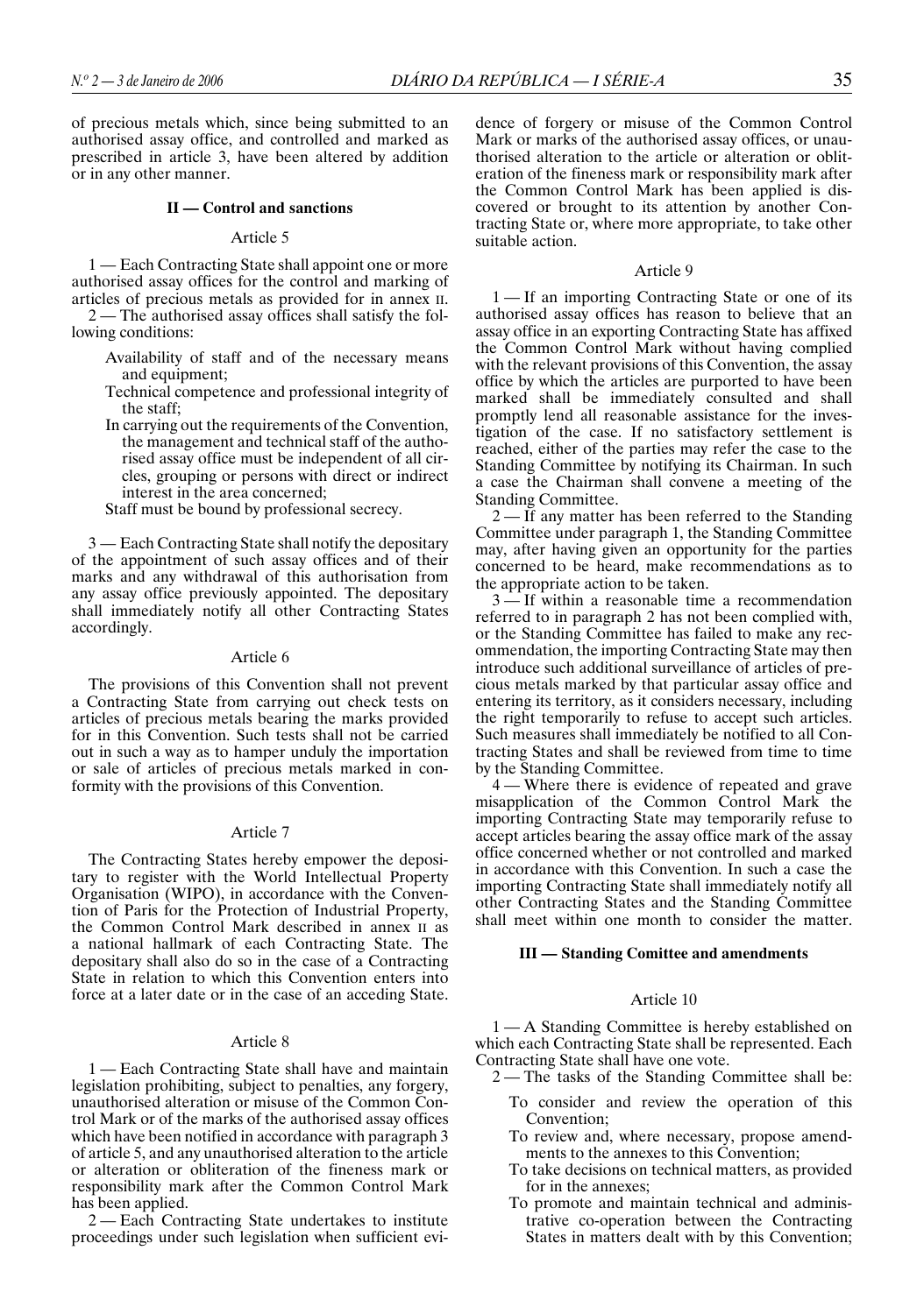of precious metals which, since being submitted to an authorised assay office, and controlled and marked as prescribed in article 3, have been altered by addition or in any other manner.

## II — Control and sanctions

### Article 5

1 — Each Contracting State shall appoint one or more authorised assay offices for the control and marking of articles of precious metals as provided for in annex II.

2 — The authorised assay offices shall satisfy the following conditions:

- Availability of staff and of the necessary means and equipment;
- Technical competence and professional integrity of the staff;
- In carrying out the requirements of the Convention, the management and technical staff of the authorised assay office must be independent of all circles, grouping or persons with direct or indirect interest in the area concerned;
- Staff must be bound by professional secrecy.

3 — Each Contracting State shall notify the depositary of the appointment of such assay offices and of their marks and any withdrawal of this authorisation from any assay office previously appointed. The depositary shall immediately notify all other Contracting States accordingly.

### Article 6

The provisions of this Convention shall not prevent a Contracting State from carrying out check tests on articles of precious metals bearing the marks provided for in this Convention. Such tests shall not be carried out in such a way as to hamper unduly the importation or sale of articles of precious metals marked in conformity with the provisions of this Convention.

### Article 7

The Contracting States hereby empower the depositary to register with the World Intellectual Property Organisation (WIPO), in accordance with the Convention of Paris for the Protection of Industrial Property, the Common Control Mark described in annex II as a national hallmark of each Contracting State. The depositary shall also do so in the case of a Contracting State in relation to which this Convention enters into force at a later date or in the case of an acceding State.

### Article 8

1 — Each Contracting State shall have and maintain legislation prohibiting, subject to penalties, any forgery, unauthorised alteration or misuse of the Common Control Mark or of the marks of the authorised assay offices which have been notified in accordance with paragraph 3 of article 5, and any unauthorised alteration to the article or alteration or obliteration of the fineness mark or responsibility mark after the Common Control Mark has been applied.

2 — Each Contracting State undertakes to institute proceedings under such legislation when sufficient evidence of forgery or misuse of the Common Control Mark or marks of the authorised assay offices, or unauthorised alteration to the article or alteration or obliteration of the fineness mark or responsibility mark after the Common Control Mark has been applied is discovered or brought to its attention by another Contracting State or, where more appropriate, to take other suitable action.

### Article 9

1 — If an importing Contracting State or one of its authorised assay offices has reason to believe that an assay office in an exporting Contracting State has affixed the Common Control Mark without having complied with the relevant provisions of this Convention, the assay office by which the articles are purported to have been marked shall be immediately consulted and shall promptly lend all reasonable assistance for the investigation of the case. If no satisfactory settlement is reached, either of the parties may refer the case to the Standing Committee by notifying its Chairman. In such a case the Chairman shall convene a meeting of the Standing Committee.

2 — If any matter has been referred to the Standing Committee under paragraph 1, the Standing Committee may, after having given an opportunity for the parties concerned to be heard, make recommendations as to the appropriate action to be taken.

3 — If within a reasonable time a recommendation referred to in paragraph 2 has not been complied with, or the Standing Committee has failed to make any recommendation, the importing Contracting State may then introduce such additional surveillance of articles of precious metals marked by that particular assay office and entering its territory, as it considers necessary, including the right temporarily to refuse to accept such articles. Such measures shall immediately be notified to all Contracting States and shall be reviewed from time to time by the Standing Committee.

4 — Where there is evidence of repeated and grave misapplication of the Common Control Mark the importing Contracting State may temporarily refuse to accept articles bearing the assay office mark of the assay office concerned whether or not controlled and marked in accordance with this Convention. In such a case the importing Contracting State shall immediately notify all other Contracting States and the Standing Committee shall meet within one month to consider the matter.

## III — Standing Comittee and amendments

### Article 10

1 — A Standing Committee is hereby established on which each Contracting State shall be represented. Each Contracting State shall have one vote.

2 — The tasks of the Standing Committee shall be:

- To consider and review the operation of this Convention;
- To review and, where necessary, propose amendments to the annexes to this Convention;
- To take decisions on technical matters, as provided for in the annexes;
- To promote and maintain technical and administrative co-operation between the Contracting States in matters dealt with by this Convention;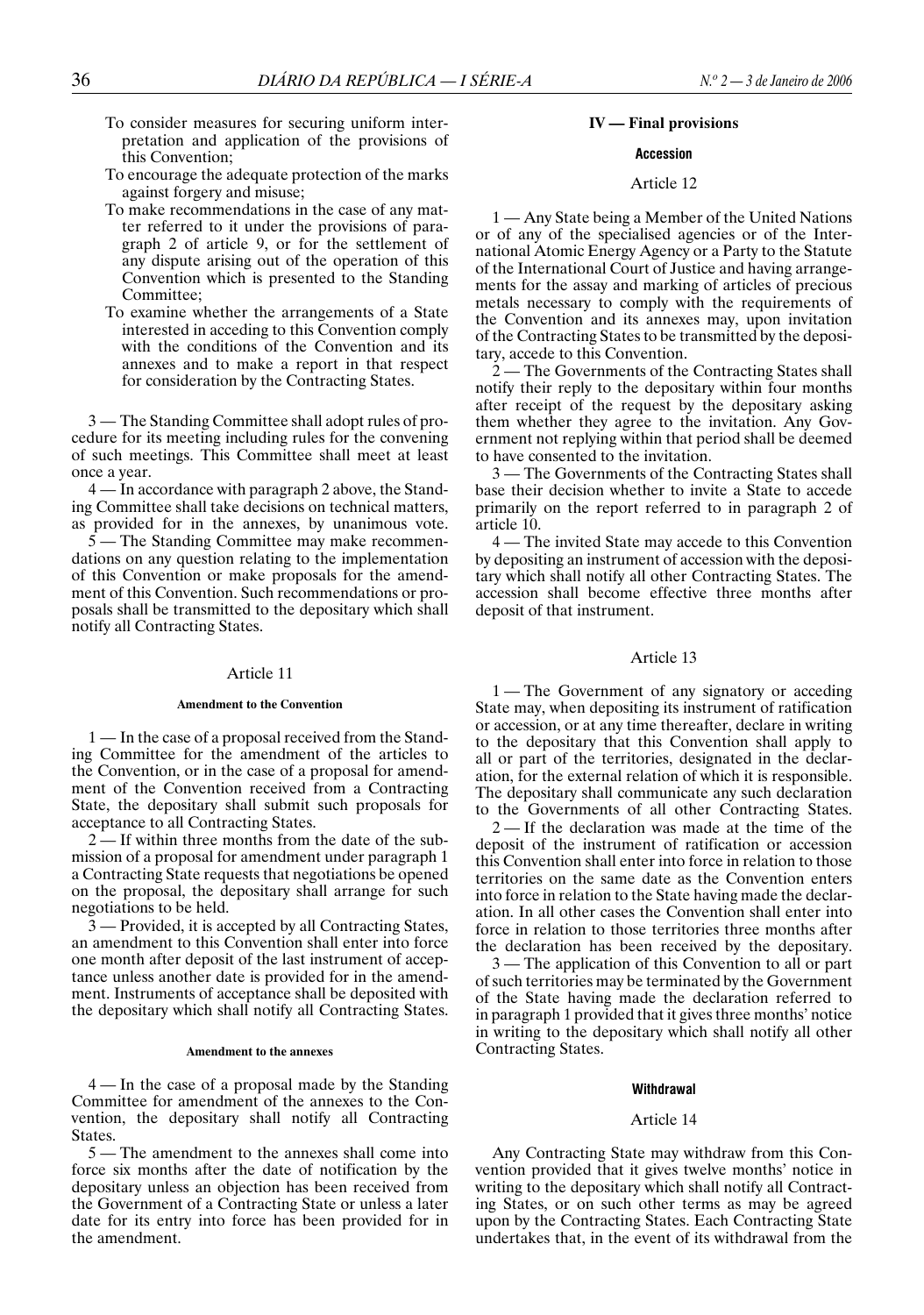To consider measures for securing uniform interpretation and application of the provisions of this Convention;

To encourage the adequate protection of the marks against forgery and misuse;

To make recommendations in the case of any matter referred to it under the provisions of paragraph 2 of article 9, or for the settlement of any dispute arising out of the operation of this Convention which is presented to the Standing Committee;

To examine whether the arrangements of a State interested in acceding to this Convention comply with the conditions of the Convention and its annexes and to make a report in that respect for consideration by the Contracting States.

3 — The Standing Committee shall adopt rules of procedure for its meeting including rules for the convening of such meetings. This Committee shall meet at least once a year.

4 — In accordance with paragraph 2 above, the Standing Committee shall take decisions on technical matters, as provided for in the annexes, by unanimous vote.

5 — The Standing Committee may make recommendations on any question relating to the implementation of this Convention or make proposals for the amendment of this Convention. Such recommendations or proposals shall be transmitted to the depositary which shall notify all Contracting States.

### Article 11

#### Amendment to the Convention

1 — In the case of a proposal received from the Standing Committee for the amendment of the articles to the Convention, or in the case of a proposal for amendment of the Convention received from a Contracting State, the depositary shall submit such proposals for acceptance to all Contracting States.

2 — If within three months from the date of the submission of a proposal for amendment under paragraph 1 a Contracting State requests that negotiations be opened on the proposal, the depositary shall arrange for such negotiations to be held.

3 — Provided, it is accepted by all Contracting States, an amendment to this Convention shall enter into force one month after deposit of the last instrument of acceptance unless another date is provided for in the amendment. Instruments of acceptance shall be deposited with the depositary which shall notify all Contracting States.

#### Amendment to the annexes

4 — In the case of a proposal made by the Standing Committee for amendment of the annexes to the Convention, the depositary shall notify all Contracting States.

5 — The amendment to the annexes shall come into force six months after the date of notification by the depositary unless an objection has been received from the Government of a Contracting State or unless a later date for its entry into force has been provided for in the amendment.

## IV — Final provisions

#### Accession

### Article 12

1 — Any State being a Member of the United Nations or of any of the specialised agencies or of the International Atomic Energy Agency or a Party to the Statute of the International Court of Justice and having arrangements for the assay and marking of articles of precious metals necessary to comply with the requirements of the Convention and its annexes may, upon invitation of the Contracting States to be transmitted by the depositary, accede to this Convention.

2 — The Governments of the Contracting States shall notify their reply to the depositary within four months after receipt of the request by the depositary asking them whether they agree to the invitation. Any Government not replying within that period shall be deemed to have consented to the invitation.

3 — The Governments of the Contracting States shall base their decision whether to invite a State to accede primarily on the report referred to in paragraph 2 of article 10.

4 — The invited State may accede to this Convention by depositing an instrument of accession with the depositary which shall notify all other Contracting States. The accession shall become effective three months after deposit of that instrument.

### Article 13

1 — The Government of any signatory or acceding State may, when depositing its instrument of ratification or accession, or at any time thereafter, declare in writing to the depositary that this Convention shall apply to all or part of the territories, designated in the declaration, for the external relation of which it is responsible. The depositary shall communicate any such declaration to the Governments of all other Contracting States.

2 — If the declaration was made at the time of the deposit of the instrument of ratification or accession this Convention shall enter into force in relation to those territories on the same date as the Convention enters into force in relation to the State having made the declaration. In all other cases the Convention shall enter into force in relation to those territories three months after the declaration has been received by the depositary.

3 — The application of this Convention to all or part of such territories may be terminated by the Government of the State having made the declaration referred to in paragraph 1 provided that it gives three months' notice in writing to the depositary which shall notify all other Contracting States.

#### Withdrawal

### Article 14

Any Contracting State may withdraw from this Convention provided that it gives twelve months' notice in writing to the depositary which shall notify all Contracting States, or on such other terms as may be agreed upon by the Contracting States. Each Contracting State undertakes that, in the event of its withdrawal from the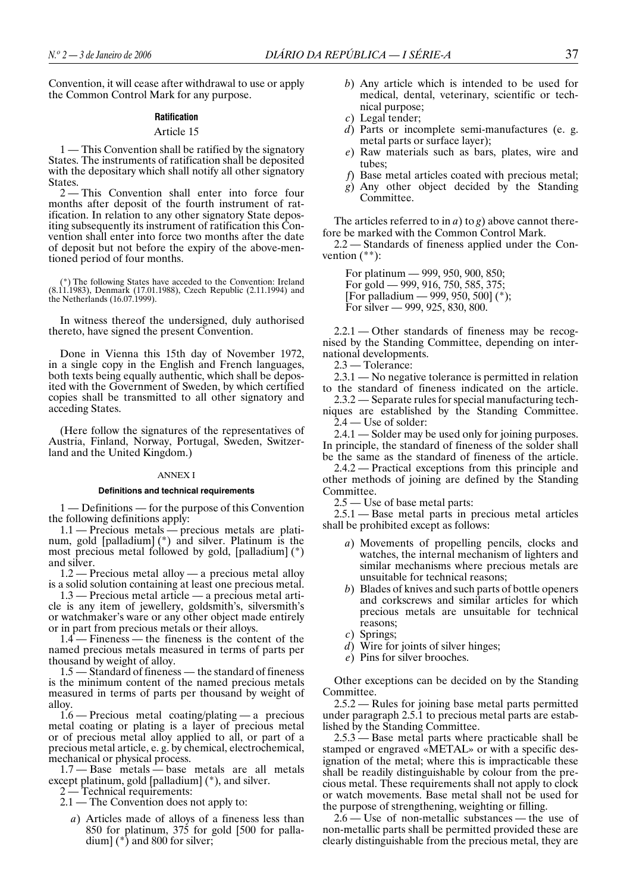Convention, it will cease after withdrawal to use or apply the Common Control Mark for any purpose.

**Ratification**

Article 15

1 — This Convention shall be ratified by the signatory States. The instruments of ratification shall be deposited with the depositary which shall notify all other signatory States.

2 — This Convention shall enter into force four months after deposit of the fourth instrument of ratification. In relation to any other signatory State depositing subsequently its instrument of ratification this Convention shall enter into force two months after the date of deposit but not before the expiry of the above-mentioned period of four months.

(*) The following States have acceded to the Convention: Ireland (8.11.1983), Denmark (17.01.1988), Czech Republic (2.11.1994) and the Netherlands (16.07.1999).

In witness thereof the undersigned, duly authorised thereto, have signed the present Convention.

Done in Vienna this 15th day of November 1972, in a single copy in the English and French languages, both texts being equally authentic, which shall be deposited with the Government of Sweden, by which certified copies shall be transmitted to all other signatory and acceding States.

(Here follow the signatures of the representatives of Austria, Finland, Norway, Portugal, Sweden, Switzerland and the United Kingdom.)

ANNEX I

**Definitions and technical requirements**

1 — Definitions — for the purpose of this Convention the following definitions apply:

1.1 — Precious metals — precious metals are platinum, gold [palladium] (*) and silver. Platinum is the most precious metal followed by gold, [palladium] (*) and silver.

1.2 — Precious metal alloy — a precious metal alloy is a solid solution containing at least one precious metal.

1.3 — Precious metal article — a precious metal article is any item of jewellery, goldsmith's, silversmith's or watchmaker's ware or any other object made entirely or in part from precious metals or their alloys.

1.4 — Fineness — the fineness is the content of the named precious metals measured in terms of parts per thousand by weight of alloy.

1.5 — Standard of fineness — the standard of fineness is the minimum content of the named precious metals measured in terms of parts per thousand by weight of alloy.

1.6 — Precious metal coating/plating — a precious metal coating or plating is a layer of precious metal or of precious metal alloy applied to all, or part of a precious metal article, e. g. by chemical, electrochemical, mechanical or physical process.

1.7 — Base metals — base metals are all metals except platinum, gold [palladium] (*), and silver.

2 — Technical requirements:

2.1 — The Convention does not apply to:

*a*) Articles made of alloys of a fineness less than 850 for platinum, 375 for gold [500 for palladium] (*) and 800 for silver;
*b*) Any article which is intended to be used for medical, dental, veterinary, scientific or technical purpose;
*c*) Legal tender;
*d*) Parts or incomplete semi-manufactures (e. g. metal parts or surface layer);
*e*) Raw materials such as bars, plates, wire and tubes;
*f*) Base metal articles coated with precious metal;
*g*) Any other object decided by the Standing Committee.

The articles referred to in *a*) to *g*) above cannot therefore be marked with the Common Control Mark.

2.2 — Standards of fineness applied under the Convention (**):

For platinum — 999, 950, 900, 850;
For gold — 999, 916, 750, 585, 375;
[For palladium — 999, 950, 500] (*);
For silver — 999, 925, 830, 800.

2.2.1 — Other standards of fineness may be recognised by the Standing Committee, depending on international developments.

2.3 — Tolerance:

2.3.1 — No negative tolerance is permitted in relation to the standard of fineness indicated on the article.

2.3.2 — Separate rules for special manufacturing techniques are established by the Standing Committee.

2.4 — Use of solder:

2.4.1 — Solder may be used only for joining purposes. In principle, the standard of fineness of the solder shall be the same as the standard of fineness of the article.

2.4.2 — Practical exceptions from this principle and other methods of joining are defined by the Standing Committee.

2.5 — Use of base metal parts:

2.5.1 — Base metal parts in precious metal articles shall be prohibited except as follows:

*a*) Movements of propelling pencils, clocks and watches, the internal mechanism of lighters and similar mechanisms where precious metals are unsuitable for technical reasons;
*b*) Blades of knives and such parts of bottle openers and corkscrews and similar articles for which precious metals are unsuitable for technical reasons;
*c*) Springs;
*d*) Wire for joints of silver hinges;
*e*) Pins for silver brooches.

Other exceptions can be decided on by the Standing Committee.

2.5.2 — Rules for joining base metal parts permitted under paragraph 2.5.1 to precious metal parts are established by the Standing Committee.

2.5.3 — Base metal parts where practicable shall be stamped or engraved «METAL» or with a specific designation of the metal; where this is impracticable these shall be readily distinguishable by colour from the precious metal. These requirements shall not apply to clock or watch movements. Base metal shall not be used for the purpose of strengthening, weighting or filling.

2.6 — Use of non-metallic substances — the use of non-metallic parts shall be permitted provided these are clearly distinguishable from the precious metal, they are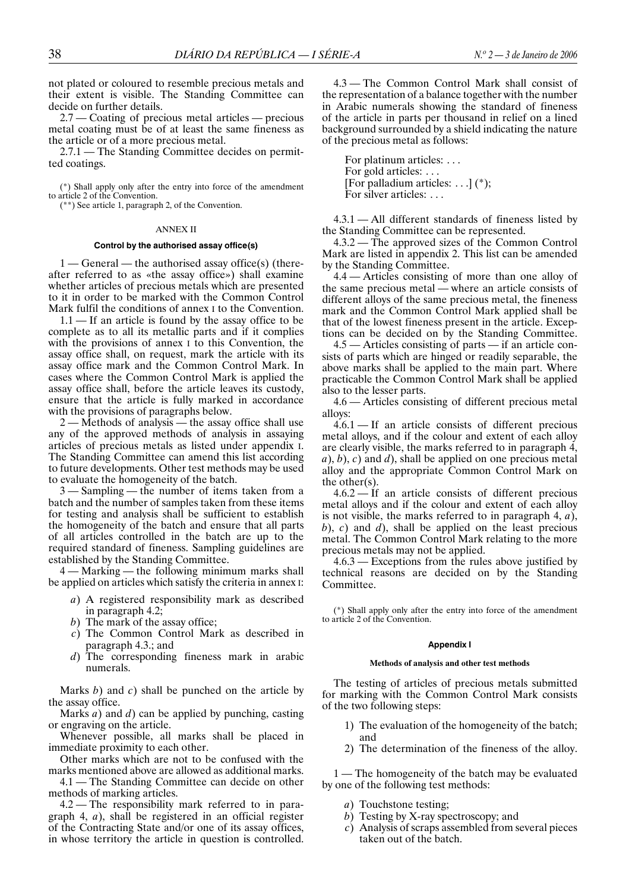not plated or coloured to resemble precious metals and their extent is visible. The Standing Committee can decide on further details.

2.7 — Coating of precious metal articles — precious metal coating must be of at least the same fineness as the article or of a more precious metal.

2.7.1 — The Standing Committee decides on permitted coatings.

(*) Shall apply only after the entry into force of the amendment to article 2 of the Convention.
(**) See article 1, paragraph 2, of the Convention.

## ANNEX II

### Control by the authorised assay office(s)

1 — General — the authorised assay office(s) (thereafter referred to as «the assay office») shall examine whether articles of precious metals which are presented to it in order to be marked with the Common Control Mark fulfil the conditions of annex I to the Convention.

1.1 — If an article is found by the assay office to be complete as to all its metallic parts and if it complies with the provisions of annex I to this Convention, the assay office shall, on request, mark the article with its assay office mark and the Common Control Mark. In cases where the Common Control Mark is applied the assay office shall, before the article leaves its custody, ensure that the article is fully marked in accordance with the provisions of paragraphs below.

2 — Methods of analysis — the assay office shall use any of the approved methods of analysis in assaying articles of precious metals as listed under appendix I. The Standing Committee can amend this list according to future developments. Other test methods may be used to evaluate the homogeneity of the batch.

3 — Sampling — the number of items taken from a batch and the number of samples taken from these items for testing and analysis shall be sufficient to establish the homogeneity of the batch and ensure that all parts of all articles controlled in the batch are up to the required standard of fineness. Sampling guidelines are established by the Standing Committee.

4 — Marking — the following minimum marks shall be applied on articles which satisfy the criteria in annex I:

*a*) A registered responsibility mark as described in paragraph 4.2;
*b*) The mark of the assay office;
*c*) The Common Control Mark as described in paragraph 4.3.; and
*d*) The corresponding fineness mark in arabic numerals.

Marks *b*) and *c*) shall be punched on the article by the assay office.

Marks *a*) and *d*) can be applied by punching, casting or engraving on the article.

Whenever possible, all marks shall be placed in immediate proximity to each other.

Other marks which are not to be confused with the marks mentioned above are allowed as additional marks.

4.1 — The Standing Committee can decide on other methods of marking articles.

4.2 — The responsibility mark referred to in paragraph 4, *a*), shall be registered in an official register of the Contracting State and/or one of its assay offices, in whose territory the article in question is controlled.

4.3 — The Common Control Mark shall consist of the representation of a balance together with the number in Arabic numerals showing the standard of fineness of the article in parts per thousand in relief on a lined background surrounded by a shield indicating the nature of the precious metal as follows:

For platinum articles: . . .
For gold articles: . . .
[For palladium articles: . . .] (*);
For silver articles: . . .

4.3.1 — All different standards of fineness listed by the Standing Committee can be represented.

4.3.2 — The approved sizes of the Common Control Mark are listed in appendix 2. This list can be amended by the Standing Committee.

4.4 — Articles consisting of more than one alloy of the same precious metal — where an article consists of different alloys of the same precious metal, the fineness mark and the Common Control Mark applied shall be that of the lowest fineness present in the article. Exceptions can be decided on by the Standing Committee.

4.5 — Articles consisting of parts — if an article consists of parts which are hinged or readily separable, the above marks shall be applied to the main part. Where practicable the Common Control Mark shall be applied also to the lesser parts.

4.6 — Articles consisting of different precious metal alloys:

4.6.1 — If an article consists of different precious metal alloys, and if the colour and extent of each alloy are clearly visible, the marks referred to in paragraph 4, *a*), *b*), *c*) and *d*), shall be applied on one precious metal alloy and the appropriate Common Control Mark on the other(s).

4.6.2 — If an article consists of different precious metal alloys and if the colour and extent of each alloy is not visible, the marks referred to in paragraph 4, *a*), *b*), *c*) and *d*), shall be applied on the least precious metal. The Common Control Mark relating to the more precious metals may not be applied.

4.6.3 — Exceptions from the rules above justified by technical reasons are decided on by the Standing Committee.

(*) Shall apply only after the entry into force of the amendment to article 2 of the Convention.

### Appendix I

#### Methods of analysis and other test methods

The testing of articles of precious metals submitted for marking with the Common Control Mark consists of the two following steps:

1) The evaluation of the homogeneity of the batch; and
2) The determination of the fineness of the alloy.

1 — The homogeneity of the batch may be evaluated by one of the following test methods:

*a*) Touchstone testing;
*b*) Testing by X-ray spectroscopy; and
*c*) Analysis of scraps assembled from several pieces taken out of the batch.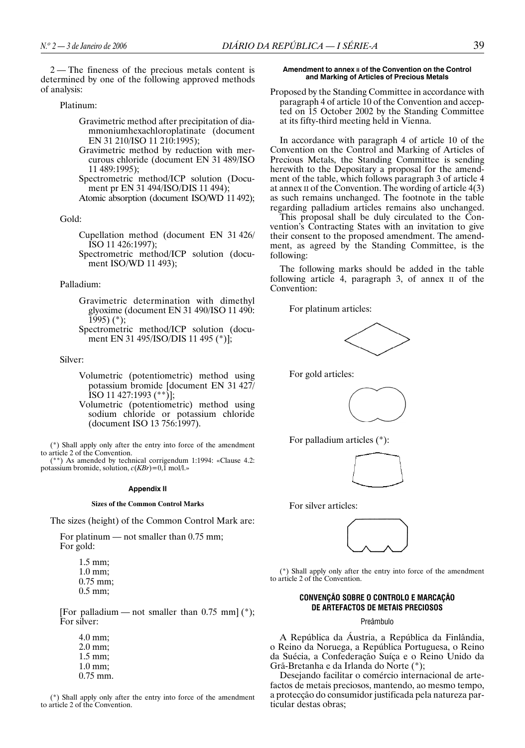2 — The fineness of the precious metals content is determined by one of the following approved methods of analysis:

Platinum:

Gravimetric method after precipitation of diammoniumhexachloroplatinate (document EN 31 210/ISO 11 210:1995);
Gravimetric method by reduction with mercurous chloride (document EN 31 489/ISO 11 489:1995);
Spectrometric method/ICP solution (Document pr EN 31 494/ISO/DIS 11 494);
Atomic absorption (document ISO/WD 11 492);

Gold:

Cupellation method (document EN 31 426/ ISO 11 426:1997);
Spectrometric method/ICP solution (document ISO/WD 11 493);

Palladium:

Gravimetric determination with dimethyl glyoxime (document EN 31 490/ISO 11 490: 1995) (*);
Spectrometric method/ICP solution (document EN 31 495/ISO/DIS 11 495 (*)];

Silver:

Volumetric (potentiometric) method using potassium bromide [document EN 31 427/ ISO 11 427:1993 (**)];
Volumetric (potentiometric) method using sodium chloride or potassium chloride (document ISO 13 756:1997).

(*) Shall apply only after the entry into force of the amendment to article 2 of the Convention.
(**) As amended by technical corrigendum 1:1994: «Clause 4.2: potassium bromide, solution, $c(KBr)=0{,}1$ mol/l.»

#### Appendix II

##### Sizes of the Common Control Marks

The sizes (height) of the Common Control Mark are:

For platinum — not smaller than 0.75 mm;
For gold:

1.5 mm;
1.0 mm;
0.75 mm;
0.5 mm;

[For palladium — not smaller than 0.75 mm] (*);
For silver:

4.0 mm;
2.0 mm;
1.5 mm;
1.0 mm;
0.75 mm.

(*) Shall apply only after the entry into force of the amendment to article 2 of the Convention.

#### Amendment to annex II of the Convention on the Control and Marking of Articles of Precious Metals

Proposed by the Standing Committee in accordance with paragraph 4 of article 10 of the Convention and accepted on 15 October 2002 by the Standing Committee at its fifty-third meeting held in Vienna.

In accordance with paragraph 4 of article 10 of the Convention on the Control and Marking of Articles of Precious Metals, the Standing Committee is sending herewith to the Depositary a proposal for the amendment of the table, which follows paragraph 3 of article 4 at annex II of the Convention. The wording of article 4(3) as such remains unchanged. The footnote in the table regarding palladium articles remains also unchanged.

This proposal shall be duly circulated to the Convention's Contracting States with an invitation to give their consent to the proposed amendment. The amendment, as agreed by the Standing Committee, is the following:

The following marks should be added in the table following article 4, paragraph 3, of annex II of the Convention:

For platinum articles:

For gold articles:

For palladium articles (*):

For silver articles:

(*) Shall apply only after the entry into force of the amendment to article 2 of the Convention.

## CONVENÇÃO SOBRE O CONTROLO E MARCAÇÃO DE ARTEFACTOS DE METAIS PRECIOSOS

### Preâmbulo

A República da Áustria, a República da Finlândia, o Reino da Noruega, a República Portuguesa, o Reino da Suécia, a Confederação Suíça e o Reino Unido da Grã-Bretanha e da Irlanda do Norte (*);

Desejando facilitar o comércio internacional de artefactos de metais preciosos, mantendo, ao mesmo tempo, a protecção do consumidor justificada pela natureza particular destas obras;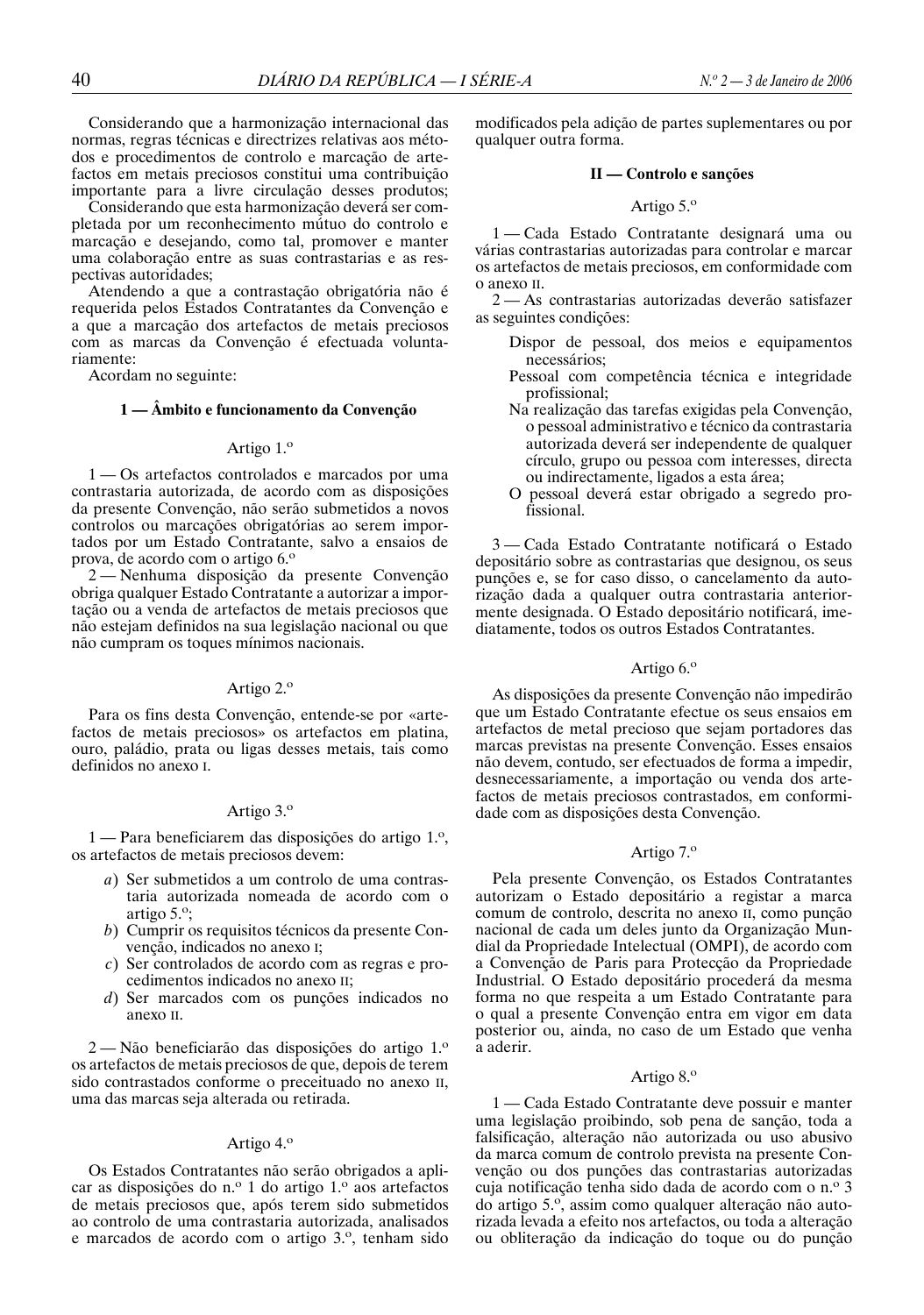Considerando que a harmonização internacional das normas, regras técnicas e directrizes relativas aos métodos e procedimentos de controlo e marcação de artefactos em metais preciosos constitui uma contribuição importante para a livre circulação desses produtos;

Considerando que esta harmonização deverá ser completada por um reconhecimento mútuo do controlo e marcação e desejando, como tal, promover e manter uma colaboração entre as suas contrastarias e as respectivas autoridades;

Atendendo a que a contrastação obrigatória não é requerida pelos Estados Contratantes da Convenção e a que a marcação dos artefactos de metais preciosos com as marcas da Convenção é efectuada voluntariamente:

Acordam no seguinte:

### 1 — Âmbito e funcionamento da Convenção

#### Artigo 1.º

1 — Os artefactos controlados e marcados por uma contrastaria autorizada, de acordo com as disposições da presente Convenção, não serão submetidos a novos controlos ou marcações obrigatórias ao serem importados por um Estado Contratante, salvo a ensaios de prova, de acordo com o artigo 6.º

2 — Nenhuma disposição da presente Convenção obriga qualquer Estado Contratante a autorizar a importação ou a venda de artefactos de metais preciosos que não estejam definidos na sua legislação nacional ou que não cumpram os toques mínimos nacionais.

#### Artigo 2.º

Para os fins desta Convenção, entende-se por «artefactos de metais preciosos» os artefactos em platina, ouro, paládio, prata ou ligas desses metais, tais como definidos no anexo I.

#### Artigo 3.º

1 — Para beneficiarem das disposições do artigo 1.º, os artefactos de metais preciosos devem:

*a*) Ser submetidos a um controlo de uma contrastaria autorizada nomeada de acordo com o artigo 5.º;
*b*) Cumprir os requisitos técnicos da presente Convenção, indicados no anexo I;
*c*) Ser controlados de acordo com as regras e procedimentos indicados no anexo II;
*d*) Ser marcados com os punções indicados no anexo II.

2 — Não beneficiarão das disposições do artigo 1.º os artefactos de metais preciosos de que, depois de terem sido contrastados conforme o preceituado no anexo II, uma das marcas seja alterada ou retirada.

#### Artigo 4.º

Os Estados Contratantes não serão obrigados a aplicar as disposições do n.º 1 do artigo 1.º aos artefactos de metais preciosos que, após terem sido submetidos ao controlo de uma contrastaria autorizada, analisados e marcados de acordo com o artigo 3.º, tenham sido modificados pela adição de partes suplementares ou por qualquer outra forma.

### II — Controlo e sanções

#### Artigo 5.º

1 — Cada Estado Contratante designará uma ou várias contrastarias autorizadas para controlar e marcar os artefactos de metais preciosos, em conformidade com o anexo II.

2 — As contrastarias autorizadas deverão satisfazer as seguintes condições:

- Dispor de pessoal, dos meios e equipamentos necessários;
- Pessoal com competência técnica e integridade profissional;
- Na realização das tarefas exigidas pela Convenção, o pessoal administrativo e técnico da contrastaria autorizada deverá ser independente de qualquer círculo, grupo ou pessoa com interesses, directa ou indirectamente, ligados a esta área;
- O pessoal deverá estar obrigado a segredo profissional.

3 — Cada Estado Contratante notificará o Estado depositário sobre as contrastarias que designou, os seus punções e, se for caso disso, o cancelamento da autorização dada a qualquer outra contrastaria anteriormente designada. O Estado depositário notificará, imediatamente, todos os outros Estados Contratantes.

#### Artigo 6.º

As disposições da presente Convenção não impedirão que um Estado Contratante efectue os seus ensaios em artefactos de metal precioso que sejam portadores das marcas previstas na presente Convenção. Esses ensaios não devem, contudo, ser efectuados de forma a impedir, desnecessariamente, a importação ou venda dos artefactos de metais preciosos contrastados, em conformidade com as disposições desta Convenção.

#### Artigo 7.º

Pela presente Convenção, os Estados Contratantes autorizam o Estado depositário a registar a marca comum de controlo, descrita no anexo II, como punção nacional de cada um deles junto da Organização Mundial da Propriedade Intelectual (OMPI), de acordo com a Convenção de Paris para Protecção da Propriedade Industrial. O Estado depositário procederá da mesma forma no que respeita a um Estado Contratante para o qual a presente Convenção entra em vigor em data posterior ou, ainda, no caso de um Estado que venha a aderir.

#### Artigo 8.º

1 — Cada Estado Contratante deve possuir e manter uma legislação proibindo, sob pena de sanção, toda a falsificação, alteração não autorizada ou uso abusivo da marca comum de controlo prevista na presente Convenção ou dos punções das contrastarias autorizadas cuja notificação tenha sido dada de acordo com o n.º 3 do artigo 5.º, assim como qualquer alteração não autorizada levada a efeito nos artefactos, ou toda a alteração ou obliteração da indicação do toque ou do punção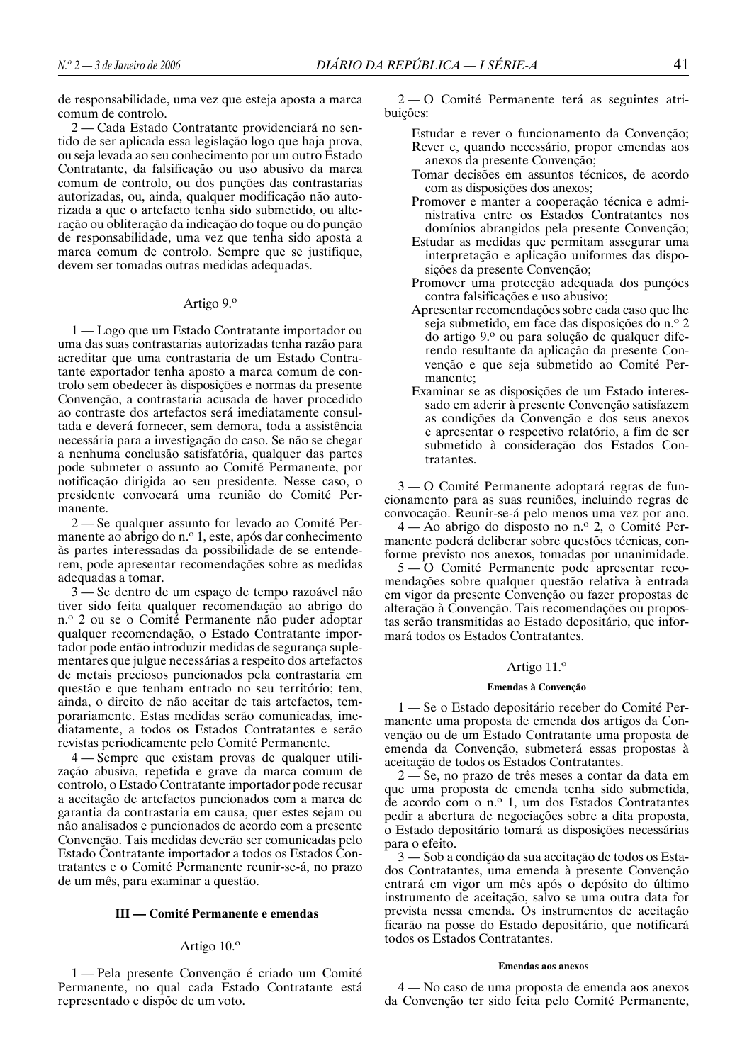de responsabilidade, uma vez que esteja aposta a marca comum de controlo.

2 — Cada Estado Contratante providenciará no sentido de ser aplicada essa legislação logo que haja prova, ou seja levada ao seu conhecimento por um outro Estado Contratante, da falsificação ou uso abusivo da marca comum de controlo, ou dos punções das contrastarias autorizadas, ou, ainda, qualquer modificação não autorizada a que o artefacto tenha sido submetido, ou alteração ou obliteração da indicação do toque ou do punção de responsabilidade, uma vez que tenha sido aposta a marca comum de controlo. Sempre que se justifique, devem ser tomadas outras medidas adequadas.

### Artigo 9.º

1 — Logo que um Estado Contratante importador ou uma das suas contrastarias autorizadas tenha razão para acreditar que uma contrastaria de um Estado Contratante exportador tenha aposto a marca comum de controlo sem obedecer às disposições e normas da presente Convenção, a contrastaria acusada de haver procedido ao contraste dos artefactos será imediatamente consultada e deverá fornecer, sem demora, toda a assistência necessária para a investigação do caso. Se não se chegar a nenhuma conclusão satisfatória, qualquer das partes pode submeter o assunto ao Comité Permanente, por notificação dirigida ao seu presidente. Nesse caso, o presidente convocará uma reunião do Comité Permanente.

2 — Se qualquer assunto for levado ao Comité Permanente ao abrigo do n.º 1, este, após dar conhecimento às partes interessadas da possibilidade de se entenderem, pode apresentar recomendações sobre as medidas adequadas a tomar.

3 — Se dentro de um espaço de tempo razoável não tiver sido feita qualquer recomendação ao abrigo do n.º 2 ou se o Comité Permanente não puder adoptar qualquer recomendação, o Estado Contratante importador pode então introduzir medidas de segurança suplementares que julgue necessárias a respeito dos artefactos de metais preciosos puncionados pela contrastaria em questão e que tenham entrado no seu território; tem, ainda, o direito de não aceitar de tais artefactos, temporariamente. Estas medidas serão comunicadas, imediatamente, a todos os Estados Contratantes e serão revistas periodicamente pelo Comité Permanente.

4 — Sempre que existam provas de qualquer utilização abusiva, repetida e grave da marca comum de controlo, o Estado Contratante importador pode recusar a aceitação de artefactos puncionados com a marca de garantia da contrastaria em causa, quer estes sejam ou não analisados e puncionados de acordo com a presente Convenção. Tais medidas deverão ser comunicadas pelo Estado Contratante importador a todos os Estados Contratantes e o Comité Permanente reunir-se-á, no prazo de um mês, para examinar a questão.

## III — Comité Permanente e emendas

### Artigo 10.º

1 — Pela presente Convenção é criado um Comité Permanente, no qual cada Estado Contratante está representado e dispõe de um voto.

2 — O Comité Permanente terá as seguintes atribuições:

- Estudar e rever o funcionamento da Convenção;
- Rever e, quando necessário, propor emendas aos anexos da presente Convenção;
- Tomar decisões em assuntos técnicos, de acordo com as disposições dos anexos;
- Promover e manter a cooperação técnica e administrativa entre os Estados Contratantes nos domínios abrangidos pela presente Convenção;
- Estudar as medidas que permitam assegurar uma interpretação e aplicação uniformes das disposições da presente Convenção;
- Promover uma protecção adequada dos punções contra falsificações e uso abusivo;
- Apresentar recomendações sobre cada caso que lhe seja submetido, em face das disposições do n.º 2 do artigo 9.º ou para solução de qualquer diferendo resultante da aplicação da presente Convenção e que seja submetido ao Comité Permanente;
- Examinar se as disposições de um Estado interessado em aderir à presente Convenção satisfazem as condições da Convenção e dos seus anexos e apresentar o respectivo relatório, a fim de ser submetido à consideração dos Estados Contratantes.

3 — O Comité Permanente adoptará regras de funcionamento para as suas reuniões, incluindo regras de convocação. Reunir-se-á pelo menos uma vez por ano.

4 — Ao abrigo do disposto no n.º 2, o Comité Permanente poderá deliberar sobre questões técnicas, conforme previsto nos anexos, tomadas por unanimidade.

5 — O Comité Permanente pode apresentar recomendações sobre qualquer questão relativa à entrada em vigor da presente Convenção ou fazer propostas de alteração à Convenção. Tais recomendações ou propostas serão transmitidas ao Estado depositário, que informará todos os Estados Contratantes.

### Artigo 11.º

#### Emendas à Convenção

1 — Se o Estado depositário receber do Comité Permanente uma proposta de emenda dos artigos da Convenção ou de um Estado Contratante uma proposta de emenda da Convenção, submeterá essas propostas à aceitação de todos os Estados Contratantes.

2 — Se, no prazo de três meses a contar da data em que uma proposta de emenda tenha sido submetida, de acordo com o n.º 1, um dos Estados Contratantes pedir a abertura de negociações sobre a dita proposta, o Estado depositário tomará as disposições necessárias para o efeito.

3 — Sob a condição da sua aceitação de todos os Estados Contratantes, uma emenda à presente Convenção entrará em vigor um mês após o depósito do último instrumento de aceitação, salvo se uma outra data for prevista nessa emenda. Os instrumentos de aceitação ficarão na posse do Estado depositário, que notificará todos os Estados Contratantes.

#### Emendas aos anexos

4 — No caso de uma proposta de emenda aos anexos da Convenção ter sido feita pelo Comité Permanente,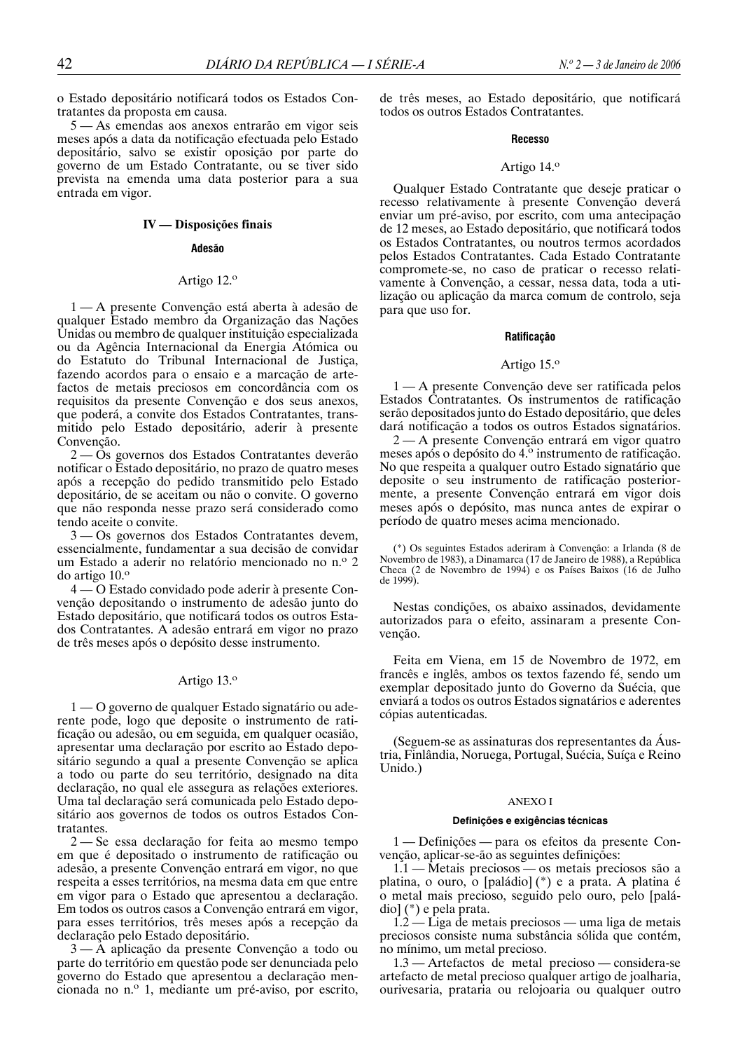o Estado depositário notificará todos os Estados Contratantes da proposta em causa.

5 — As emendas aos anexos entrarão em vigor seis meses após a data da notificação efectuada pelo Estado depositário, salvo se existir oposição por parte do governo de um Estado Contratante, ou se tiver sido prevista na emenda uma data posterior para a sua entrada em vigor.

## IV — Disposições finais

### Adesão

#### Artigo 12.º

1 — A presente Convenção está aberta à adesão de qualquer Estado membro da Organização das Nações Unidas ou membro de qualquer instituição especializada ou da Agência Internacional da Energia Atómica ou do Estatuto do Tribunal Internacional de Justiça, fazendo acordos para o ensaio e a marcação de artefactos de metais preciosos em concordância com os requisitos da presente Convenção e dos seus anexos, que poderá, a convite dos Estados Contratantes, transmitido pelo Estado depositário, aderir à presente Convenção.

2 — Os governos dos Estados Contratantes deverão notificar o Estado depositário, no prazo de quatro meses após a recepção do pedido transmitido pelo Estado depositário, de se aceitam ou não o convite. O governo que não responda nesse prazo será considerado como tendo aceite o convite.

3 — Os governos dos Estados Contratantes devem, essencialmente, fundamentar a sua decisão de convidar um Estado a aderir no relatório mencionado no n.º 2 do artigo 10.º

4 — O Estado convidado pode aderir à presente Convenção depositando o instrumento de adesão junto do Estado depositário, que notificará todos os outros Estados Contratantes. A adesão entrará em vigor no prazo de três meses após o depósito desse instrumento.

#### Artigo 13.º

1 — O governo de qualquer Estado signatário ou aderente pode, logo que deposite o instrumento de ratificação ou adesão, ou em seguida, em qualquer ocasião, apresentar uma declaração por escrito ao Estado depositário segundo a qual a presente Convenção se aplica a todo ou parte do seu território, designado na dita declaração, no qual ele assegura as relações exteriores. Uma tal declaração será comunicada pelo Estado depositário aos governos de todos os outros Estados Contratantes.

2 — Se essa declaração for feita ao mesmo tempo em que é depositado o instrumento de ratificação ou adesão, a presente Convenção entrará em vigor, no que respeita a esses territórios, na mesma data em que entre em vigor para o Estado que apresentou a declaração. Em todos os outros casos a Convenção entrará em vigor, para esses territórios, três meses após a recepção da declaração pelo Estado depositário.

3 — A aplicação da presente Convenção a todo ou parte do território em questão pode ser denunciada pelo governo do Estado que apresentou a declaração mencionada no n.º 1, mediante um pré-aviso, por escrito, de três meses, ao Estado depositário, que notificará todos os outros Estados Contratantes.

### Recesso

#### Artigo 14.º

Qualquer Estado Contratante que deseje praticar o recesso relativamente à presente Convenção deverá enviar um pré-aviso, por escrito, com uma antecipação de 12 meses, ao Estado depositário, que notificará todos os Estados Contratantes, ou noutros termos acordados pelos Estados Contratantes. Cada Estado Contratante compromete-se, no caso de praticar o recesso relativamente à Convenção, a cessar, nessa data, toda a utilização ou aplicação da marca comum de controlo, seja para que uso for.

### Ratificação

#### Artigo 15.º

1 — A presente Convenção deve ser ratificada pelos Estados Contratantes. Os instrumentos de ratificação serão depositados junto do Estado depositário, que deles dará notificação a todos os outros Estados signatários.

2 — A presente Convenção entrará em vigor quatro meses após o depósito do 4.º instrumento de ratificação. No que respeita a qualquer outro Estado signatário que deposite o seu instrumento de ratificação posteriormente, a presente Convenção entrará em vigor dois meses após o depósito, mas nunca antes de expirar o período de quatro meses acima mencionado.

(*) Os seguintes Estados aderiram à Convenção: a Irlanda (8 de Novembro de 1983), a Dinamarca (17 de Janeiro de 1988), a República Checa (2 de Novembro de 1994) e os Países Baixos (16 de Julho de 1999).

Nestas condições, os abaixo assinados, devidamente autorizados para o efeito, assinaram a presente Convenção.

Feita em Viena, em 15 de Novembro de 1972, em francês e inglês, ambos os textos fazendo fé, sendo um exemplar depositado junto do Governo da Suécia, que enviará a todos os outros Estados signatários e aderentes cópias autenticadas.

(Seguem-se as assinaturas dos representantes da Áustria, Finlândia, Noruega, Portugal, Suécia, Suíça e Reino Unido.)

## ANEXO I

### Definições e exigências técnicas

1 — Definições — para os efeitos da presente Convenção, aplicar-se-ão as seguintes definições:

1.1 — Metais preciosos — os metais preciosos são a platina, o ouro, o [paládio] (*) e a prata. A platina é o metal mais precioso, seguido pelo ouro, pelo [paládio] (*) e pela prata.

1.2 — Liga de metais preciosos — uma liga de metais preciosos consiste numa substância sólida que contém, no mínimo, um metal precioso.

1.3 — Artefactos de metal precioso — considera-se artefacto de metal precioso qualquer artigo de joalharia, ourivesaria, prataria ou relojoaria ou qualquer outro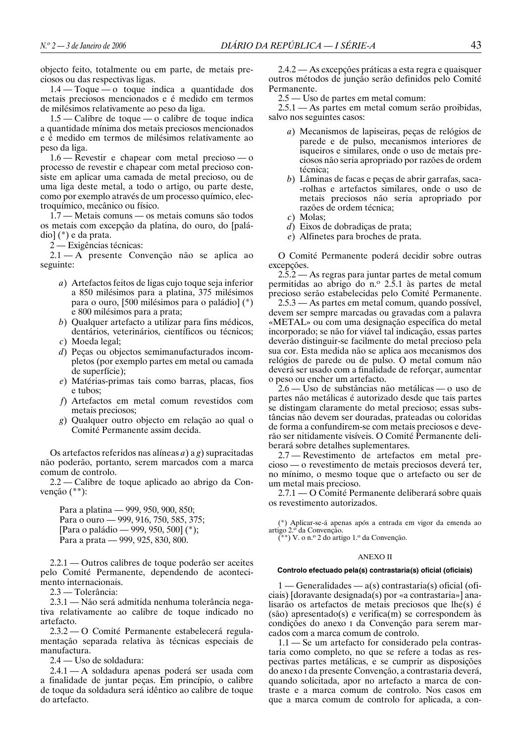objecto feito, totalmente ou em parte, de metais preciosos ou das respectivas ligas.

1.4 — Toque — o toque indica a quantidade dos metais preciosos mencionados e é medido em termos de milésimos relativamente ao peso da liga.

1.5 — Calibre de toque — o calibre de toque indica a quantidade mínima dos metais preciosos mencionados e é medido em termos de milésimos relativamente ao peso da liga.

1.6 — Revestir e chapear com metal precioso — o processo de revestir e chapear com metal precioso consiste em aplicar uma camada de metal precioso, ou de uma liga deste metal, a todo o artigo, ou parte deste, como por exemplo através de um processo químico, electroquímico, mecânico ou físico.

1.7 — Metais comuns — os metais comuns são todos os metais com excepção da platina, do ouro, do [paládio] (*) e da prata.

2 — Exigências técnicas:

2.1 — A presente Convenção não se aplica ao seguinte:

*a*) Artefactos feitos de ligas cujo toque seja inferior a 850 milésimos para a platina, 375 milésimos para o ouro, [500 milésimos para o paládio] (*) e 800 milésimos para a prata;

*b*) Qualquer artefacto a utilizar para fins médicos, dentários, veterinários, científicos ou técnicos;

*c*) Moeda legal;

*d*) Peças ou objectos semimanufacturados incompletos (por exemplo partes em metal ou camada de superfície);

*e*) Matérias-primas tais como barras, placas, fios e tubos;

*f*) Artefactos em metal comum revestidos com metais preciosos;

*g*) Qualquer outro objecto em relação ao qual o Comité Permanente assim decida.

Os artefactos referidos nas alíneas *a*) a *g*) supracitadas não poderão, portanto, serem marcados com a marca comum de controlo.

2.2 — Calibre de toque aplicado ao abrigo da Convenção (**):

Para a platina — 999, 950, 900, 850;
Para o ouro — 999, 916, 750, 585, 375;
[Para o paládio — 999, 950, 500] (*);
Para a prata — 999, 925, 830, 800.

2.2.1 — Outros calibres de toque poderão ser aceites pelo Comité Permanente, dependendo de acontecimento internacionais.

2.3 — Tolerância:

2.3.1 — Não será admitida nenhuma tolerância negativa relativamente ao calibre de toque indicado no artefacto.

2.3.2 — O Comité Permanente estabelecerá regulamentação separada relativa às técnicas especiais de manufactura.

2.4 — Uso de soldadura:

2.4.1 — A soldadura apenas poderá ser usada com a finalidade de juntar peças. Em princípio, o calibre de toque da soldadura será idêntico ao calibre de toque do artefacto.

2.4.2 — As excepções práticas a esta regra e quaisquer outros métodos de junção serão definidos pelo Comité Permanente.

2.5 — Uso de partes em metal comum:

2.5.1 — As partes em metal comum serão proibidas, salvo nos seguintes casos:

*a*) Mecanismos de lapiseiras, peças de relógios de parede e de pulso, mecanismos interiores de isqueiros e similares, onde o uso de metais preciosos não seria apropriado por razões de ordem técnica;

*b*) Lâminas de facas e peças de abrir garrafas, saca-rolhas e artefactos similares, onde o uso de metais preciosos não seria apropriado por razões de ordem técnica;

*c*) Molas;

*d*) Eixos de dobradiças de prata;

*e*) Alfinetes para broches de prata.

O Comité Permanente poderá decidir sobre outras excepções.

2.5.2 — As regras para juntar partes de metal comum permitidas ao abrigo do n.º 2.5.1 às partes de metal precioso serão estabelecidas pelo Comité Permanente.

2.5.3 — As partes em metal comum, quando possível, devem ser sempre marcadas ou gravadas com a palavra «METAL» ou com uma designação específica do metal incorporado; se não for viável tal indicação, essas partes deverão distinguir-se facilmente do metal precioso pela sua cor. Esta medida não se aplica aos mecanismos dos relógios de parede ou de pulso. O metal comum não deverá ser usado com a finalidade de reforçar, aumentar o peso ou encher um artefacto.

2.6 — Uso de substâncias não metálicas — o uso de partes não metálicas é autorizado desde que tais partes se distingam claramente do metal precioso; essas substâncias não devem ser douradas, prateadas ou coloridas de forma a confundirem-se com metais preciosos e deverão ser nitidamente visíveis. O Comité Permanente deliberará sobre detalhes suplementares.

2.7 — Revestimento de artefactos em metal precioso — o revestimento de metais preciosos deverá ter, no mínimo, o mesmo toque que o artefacto ou ser de um metal mais precioso.

2.7.1 — O Comité Permanente deliberará sobre quais os revestimento autorizados.

(*) Aplicar-se-á apenas após a entrada em vigor da emenda ao artigo 2.º da Convenção.
(**) V. o n.º 2 do artigo 1.º da Convenção.

## ANEXO II

### Controlo efectuado pela(s) contrastaria(s) oficial (oficiais)

1 — Generalidades — a(s) contrastaria(s) oficial (oficiais) [doravante designada(s) por «a contrastaria»] analisarão os artefactos de metais preciosos que lhe(s) é (são) apresentado(s) e verifica(m) se correspondem às condições do anexo I da Convenção para serem marcados com a marca comum de controlo.

1.1 — Se um artefacto for considerado pela contrastaria como completo, no que se refere a todas as respectivas partes metálicas, e se cumprir as disposições do anexo I da presente Convenção, a contrastaria deverá, quando solicitada, apor no artefacto a marca de contraste e a marca comum de controlo. Nos casos em que a marca comum de controlo for aplicada, a con-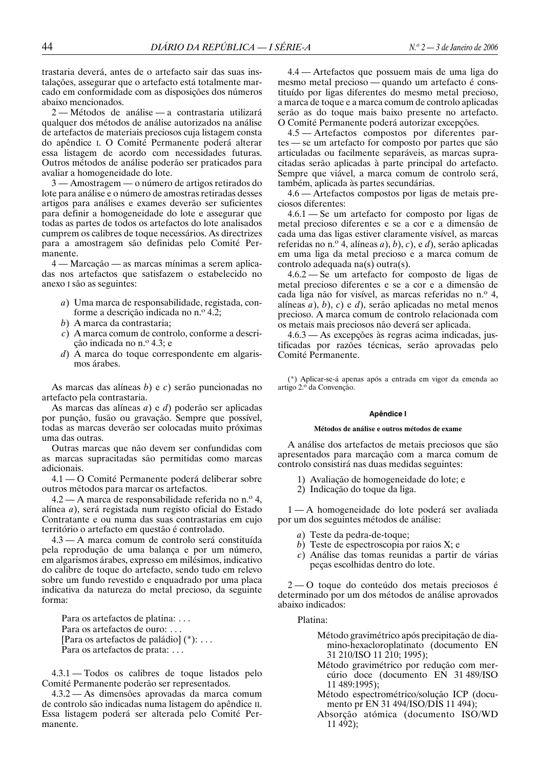trastaria deverá, antes de o artefacto sair das suas instalações, assegurar que o artefacto está totalmente marcado em conformidade com as disposições dos números abaixo mencionados.

2 — Métodos de análise — a contrastaria utilizará qualquer dos métodos de análise autorizados na análise de artefactos de materiais preciosos cuja listagem consta do apêndice I. O Comité Permanente poderá alterar essa listagem de acordo com necessidades futuras. Outros métodos de análise poderão ser praticados para avaliar a homogeneidade do lote.

3 — Amostragem — o número de artigos retirados do lote para análise e o número de amostras retiradas desses artigos para análises e exames deverão ser suficientes para definir a homogeneidade do lote e assegurar que todas as partes de todos os artefactos do lote analisados cumprem os calibres de toque necessários. As directrizes para a amostragem são definidas pelo Comité Permanente.

4 — Marcação — as marcas mínimas a serem aplicadas nos artefactos que satisfazem o estabelecido no anexo I são as seguintes:

*a*) Uma marca de responsabilidade, registada, conforme a descrição indicada no n.º 4.2;
*b*) A marca da contrastaria;
*c*) A marca comum de controlo, conforme a descrição indicada no n.º 4.3; e
*d*) A marca do toque correspondente em algarismos árabes.

As marcas das alíneas *b*) e *c*) serão puncionadas no artefacto pela contrastaria.

As marcas das alíneas *a*) e *d*) poderão ser aplicadas por punção, fusão ou gravação. Sempre que possível, todas as marcas deverão ser colocadas muito próximas uma das outras.

Outras marcas que não devem ser confundidas com as marcas supracitadas são permitidas como marcas adicionais.

4.1 — O Comité Permanente poderá deliberar sobre outros métodos para marcar os artefactos.

4.2 — A marca de responsabilidade referida no n.º 4, alínea *a*), será registada num registo oficial do Estado Contratante e ou numa das suas contrastarias em cujo território o artefacto em questão é controlado.

4.3 — A marca comum de controlo será constituída pela reprodução de uma balança e por um número, em algarismos árabes, expresso em milésimos, indicativo do calibre de toque do artefacto, sendo tudo em relevo sobre um fundo revestido e enquadrado por uma placa indicativa da natureza do metal precioso, da seguinte forma:

Para os artefactos de platina: . . .
Para os artefactos de ouro: . . .
[Para os artefactos de paládio] (*): . . .
Para os artefactos de prata: . . .

4.3.1 — Todos os calibres de toque listados pelo Comité Permanente poderão ser representados.

4.3.2 — As dimensões aprovadas da marca comum de controlo são indicadas numa listagem do apêndice II. Essa listagem poderá ser alterada pelo Comité Permanente.

4.4 — Artefactos que possuem mais de uma liga do mesmo metal precioso — quando um artefacto é constituído por ligas diferentes do mesmo metal precioso, a marca de toque e a marca comum de controlo aplicadas serão as do toque mais baixo presente no artefacto. O Comité Permanente poderá autorizar excepções.

4.5 — Artefactos compostos por diferentes partes — se um artefacto for composto por partes que são articuladas ou facilmente separáveis, as marcas supracitadas serão aplicadas à parte principal do artefacto. Sempre que viável, a marca comum de controlo será, também, aplicada às partes secundárias.

4.6 — Artefactos compostos por ligas de metais preciosos diferentes:

4.6.1 — Se um artefacto for composto por ligas de metal precioso diferentes e se a cor e a dimensão de cada uma das ligas estiver claramente visível, as marcas referidas no n.º 4, alíneas *a*), *b*), *c*), e *d*), serão aplicadas em uma liga da metal precioso e a marca comum de controlo adequada na(s) outra(s).

4.6.2 — Se um artefacto for composto de ligas de metal precioso diferentes e se a cor e a dimensão de cada liga não for visível, as marcas referidas no n.º 4, alíneas *a*), *b*), *c*) e *d*), serão aplicadas no metal menos precioso. A marca comum de controlo relacionada com os metais mais preciosos não deverá ser aplicada.

4.6.3 — As excepções às regras acima indicadas, justificadas por razões técnicas, serão aprovadas pelo Comité Permanente.

(*) Aplicar-se-á apenas após a entrada em vigor da emenda ao artigo 2.º da Convenção.

## Apêndice I

### Métodos de análise e outros métodos de exame

A análise dos artefactos de metais preciosos que são apresentados para marcação com a marca comum de controlo consistirá nas duas medidas seguintes:

1) Avaliação de homogeneidade do lote; e
2) Indicação do toque da liga.

1 — A homogeneidade do lote poderá ser avaliada por um dos seguintes métodos de análise:

*a*) Teste da pedra-de-toque;
*b*) Teste de espectroscopia por raios X; e
*c*) Análise das tomas reunidas a partir de várias peças escolhidas dentro do lote.

2 — O toque do conteúdo dos metais preciosos é determinado por um dos métodos de análise aprovados abaixo indicados:

Platina:

Método gravimétrico após precipitação de diamino-hexacloroplatinato (documento EN 31 210/ISO 11 210; 1995);
Método gravimétrico por redução com mercúrio doce (documento EN 31 489/ISO 11 489:1995);
Método espectrométrico/solução ICP (documento pr EN 31 494/ISO/DIS 11 494);
Absorção atómica (documento ISO/WD 11 492);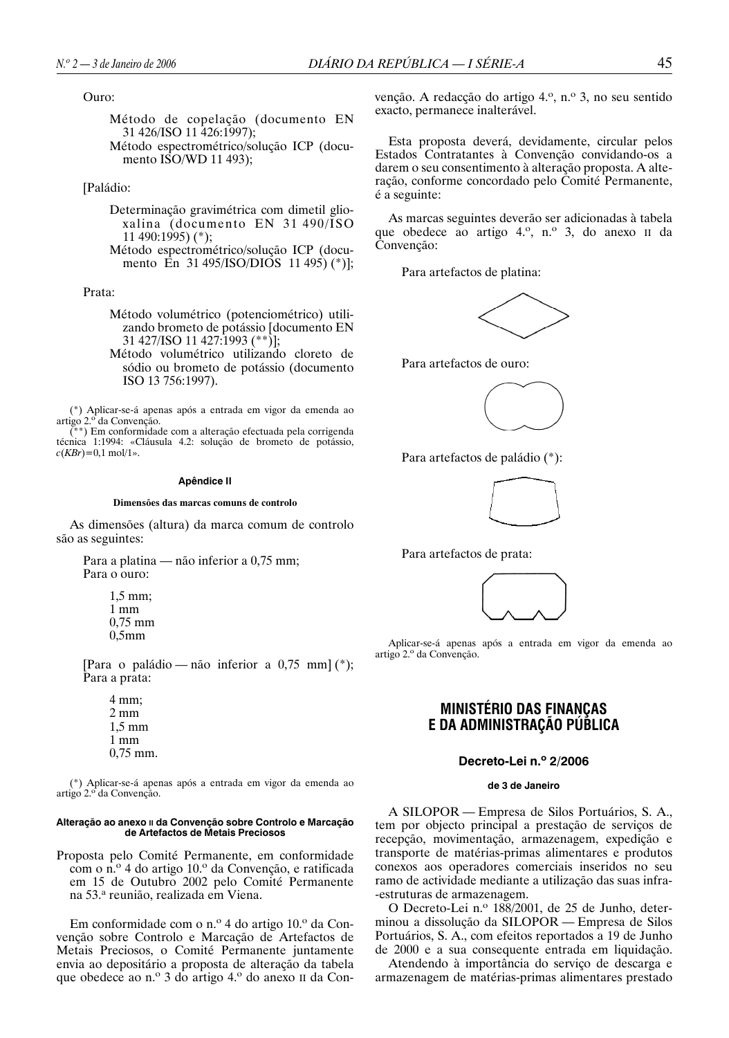Ouro:

Método de copelação (documento EN 31 426/ISO 11 426:1997);
Método espectrométrico/solução ICP (documento ISO/WD 11 493);

[Paládio:

Determinação gravimétrica com dimetil glioxalina (documento EN 31 490/ISO 11 490:1995) (*);
Método espectrométrico/solução ICP (documento En 31 495/ISO/DIOS 11 495) (*)];

Prata:

Método volumétrico (potenciométrico) utilizando brometo de potássio [documento EN 31 427/ISO 11 427:1993 (**)];
Método volumétrico utilizando cloreto de sódio ou brometo de potássio (documento ISO 13 756:1997).

(*) Aplicar-se-á apenas após a entrada em vigor da emenda ao artigo 2.º da Convenção.
(**) Em conformidade com a alteração efectuada pela corrigenda técnica 1:1994: «Cláusula 4.2: solução de brometo de potássio, $c(KBr) = 0,1$ mol/1».

#### Apêndice II

##### Dimensões das marcas comuns de controlo

As dimensões (altura) da marca comum de controlo são as seguintes:

Para a platina — não inferior a 0,75 mm;
Para o ouro:

1,5 mm;
1 mm
0,75 mm
0,5mm

[Para o paládio — não inferior a 0,75 mm] (*);
Para a prata:

4 mm;
2 mm
1,5 mm
1 mm
0,75 mm.

(*) Aplicar-se-á apenas após a entrada em vigor da emenda ao artigo 2.º da Convenção.

#### Alteração ao anexo II da Convenção sobre Controlo e Marcação de Artefactos de Metais Preciosos

Proposta pelo Comité Permanente, em conformidade com o n.º 4 do artigo 10.º da Convenção, e ratificada em 15 de Outubro 2002 pelo Comité Permanente na 53.ª reunião, realizada em Viena.

Em conformidade com o n.º 4 do artigo 10.º da Convenção sobre Controlo e Marcação de Artefactos de Metais Preciosos, o Comité Permanente juntamente envia ao depositário a proposta de alteração da tabela que obedece ao n.º 3 do artigo 4.º do anexo II da Convenção. A redacção do artigo 4.º, n.º 3, no seu sentido exacto, permanece inalterável.

Esta proposta deverá, devidamente, circular pelos Estados Contratantes à Convenção convidando-os a darem o seu consentimento à alteração proposta. A alteração, conforme concordado pelo Comité Permanente, é a seguinte:

As marcas seguintes deverão ser adicionadas à tabela que obedece ao artigo 4.º, n.º 3, do anexo II da Convenção:

Para artefactos de platina:

Para artefactos de ouro:

Para artefactos de paládio (*):

Para artefactos de prata:

Aplicar-se-á apenas após a entrada em vigor da emenda ao artigo 2.º da Convenção.

## MINISTÉRIO DAS FINANÇAS E DA ADMINISTRAÇÃO PÚBLICA

### Decreto-Lei n.º 2/2006

#### de 3 de Janeiro

A SILOPOR — Empresa de Silos Portuários, S. A., tem por objecto principal a prestação de serviços de recepção, movimentação, armazenagem, expedição e transporte de matérias-primas alimentares e produtos conexos aos operadores comerciais inseridos no seu ramo de actividade mediante a utilização das suas infra-estruturas de armazenagem.

O Decreto-Lei n.º 188/2001, de 25 de Junho, determinou a dissolução da SILOPOR — Empresa de Silos Portuários, S. A., com efeitos reportados a 19 de Junho de 2000 e a sua consequente entrada em liquidação.

Atendendo à importância do serviço de descarga e armazenagem de matérias-primas alimentares prestado